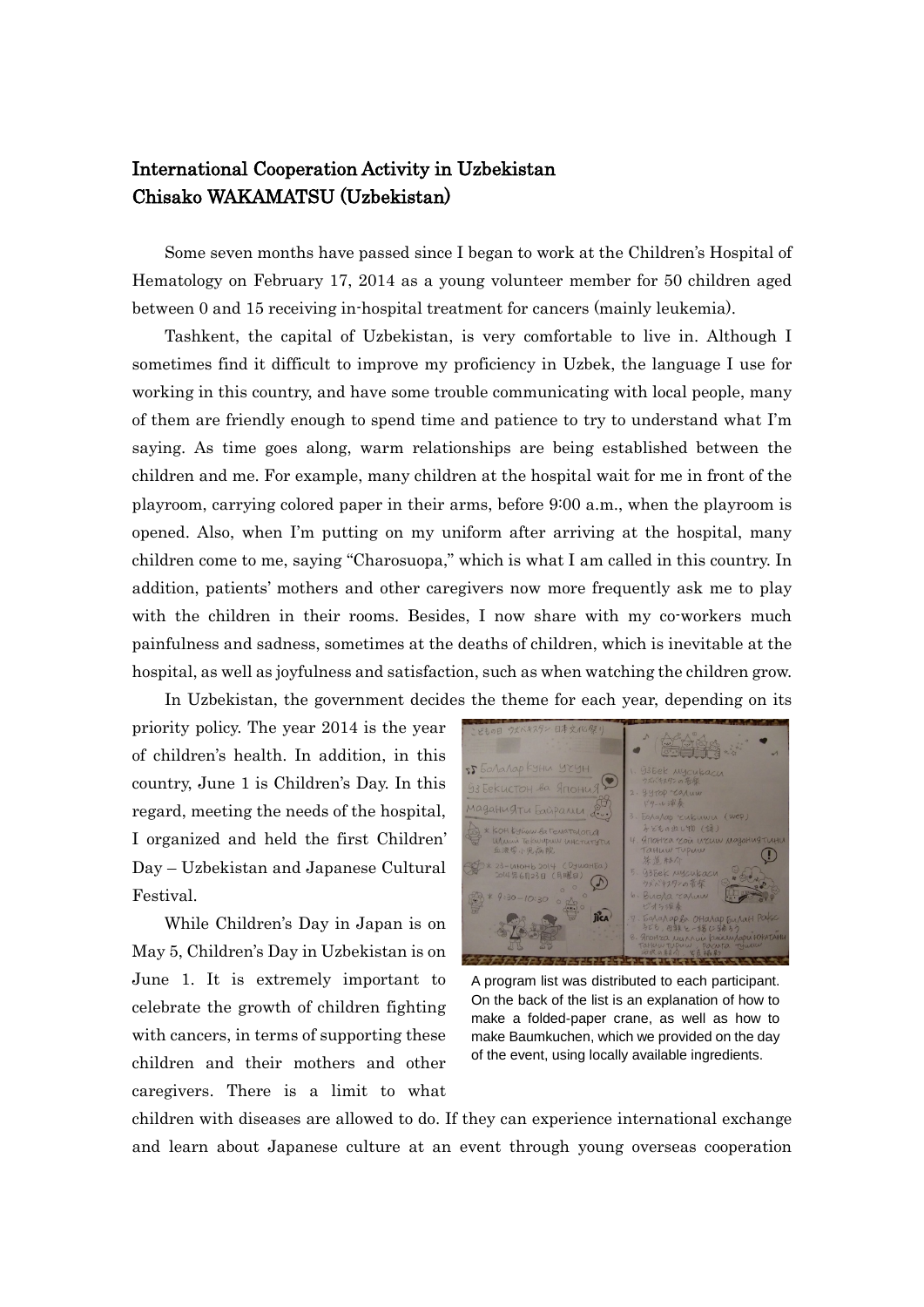# International Cooperation Activity in Uzbekistan
## Chisako WAKAMATSU (Uzbekistan)

Some seven months have passed since I began to work at the Children's Hospital of Hematology on February 17, 2014 as a young volunteer member for 50 children aged between 0 and 15 receiving in-hospital treatment for cancers (mainly leukemia).

Tashkent, the capital of Uzbekistan, is very comfortable to live in. Although I sometimes find it difficult to improve my proficiency in Uzbek, the language I use for working in this country, and have some trouble communicating with local people, many of them are friendly enough to spend time and patience to try to understand what I'm saying. As time goes along, warm relationships are being established between the children and me. For example, many children at the hospital wait for me in front of the playroom, carrying colored paper in their arms, before 9:00 a.m., when the playroom is opened. Also, when I'm putting on my uniform after arriving at the hospital, many children come to me, saying "Charosuopa," which is what I am called in this country. In addition, patients' mothers and other caregivers now more frequently ask me to play with the children in their rooms. Besides, I now share with my co-workers much painfulness and sadness, sometimes at the deaths of children, which is inevitable at the hospital, as well as joyfulness and satisfaction, such as when watching the children grow.

In Uzbekistan, the government decides the theme for each year, depending on its priority policy. The year 2014 is the year of children's health. In addition, in this country, June 1 is Children's Day. In this regard, meeting the needs of the hospital, I organized and held the first Children' Day – Uzbekistan and Japanese Cultural Festival.

A program list was distributed to each participant. On the back of the list is an explanation of how to make a folded-paper crane, as well as how to make Baumkuchen, which we provided on the day of the event, using locally available ingredients.

While Children's Day in Japan is on May 5, Children's Day in Uzbekistan is on June 1. It is extremely important to celebrate the growth of children fighting with cancers, in terms of supporting these children and their mothers and other caregivers. There is a limit to what children with diseases are allowed to do. If they can experience international exchange and learn about Japanese culture at an event through young overseas cooperation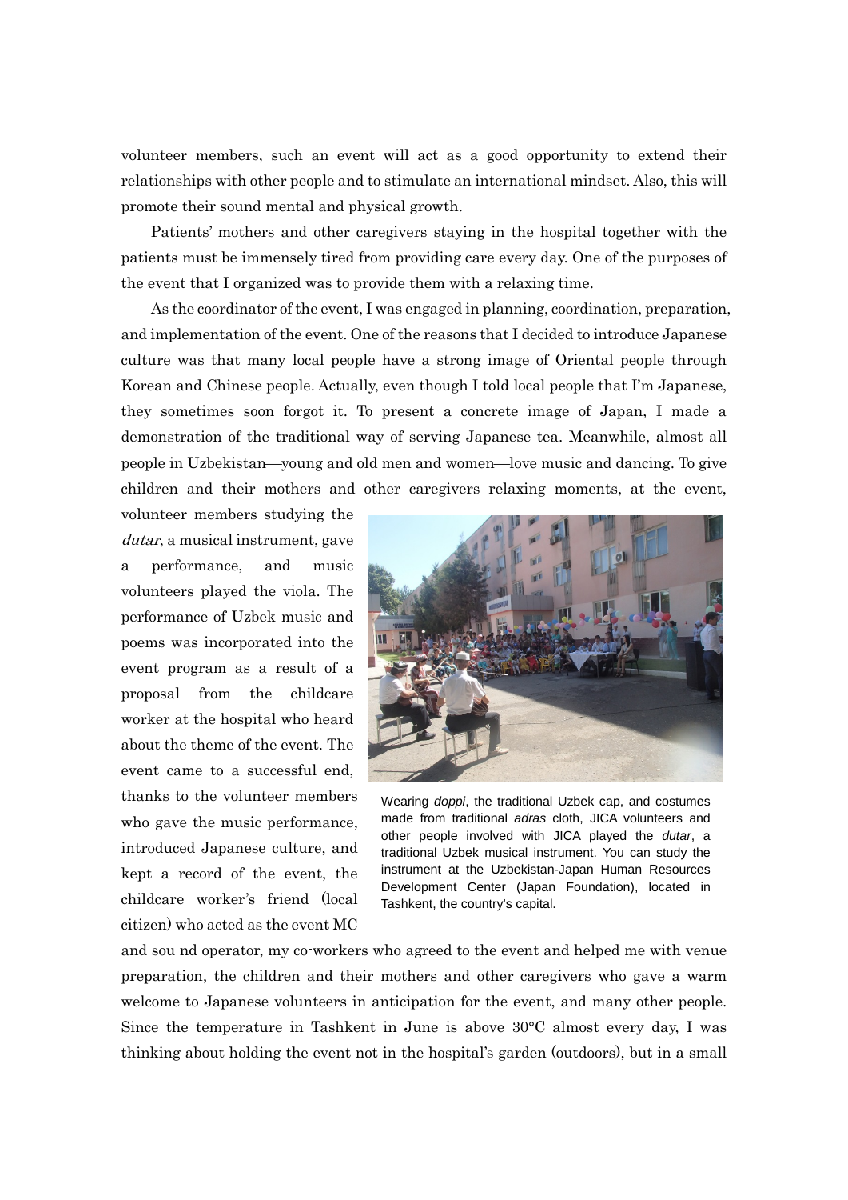volunteer members, such an event will act as a good opportunity to extend their relationships with other people and to stimulate an international mindset. Also, this will promote their sound mental and physical growth.

Patients' mothers and other caregivers staying in the hospital together with the patients must be immensely tired from providing care every day. One of the purposes of the event that I organized was to provide them with a relaxing time.

As the coordinator of the event, I was engaged in planning, coordination, preparation, and implementation of the event. One of the reasons that I decided to introduce Japanese culture was that many local people have a strong image of Oriental people through Korean and Chinese people. Actually, even though I told local people that I'm Japanese, they sometimes soon forgot it. To present a concrete image of Japan, I made a demonstration of the traditional way of serving Japanese tea. Meanwhile, almost all people in Uzbekistan—young and old men and women—love music and dancing. To give children and their mothers and other caregivers relaxing moments, at the event, volunteer members studying the *dutar*, a musical instrument, gave a performance, and music volunteers played the viola. The performance of Uzbek music and poems was incorporated into the event program as a result of a proposal from the childcare worker at the hospital who heard about the theme of the event. The event came to a successful end, thanks to the volunteer members who gave the music performance, introduced Japanese culture, and kept a record of the event, the childcare worker's friend (local citizen) who acted as the event MC and sou nd operator, my co-workers who agreed to the event and helped me with venue preparation, the children and their mothers and other caregivers who gave a warm welcome to Japanese volunteers in anticipation for the event, and many other people. Since the temperature in Tashkent in June is above 30°C almost every day, I was thinking about holding the event not in the hospital's garden (outdoors), but in a small

Wearing *doppi*, the traditional Uzbek cap, and costumes made from traditional *adras* cloth, JICA volunteers and other people involved with JICA played the *dutar*, a traditional Uzbek musical instrument. You can study the instrument at the Uzbekistan-Japan Human Resources Development Center (Japan Foundation), located in Tashkent, the country's capital.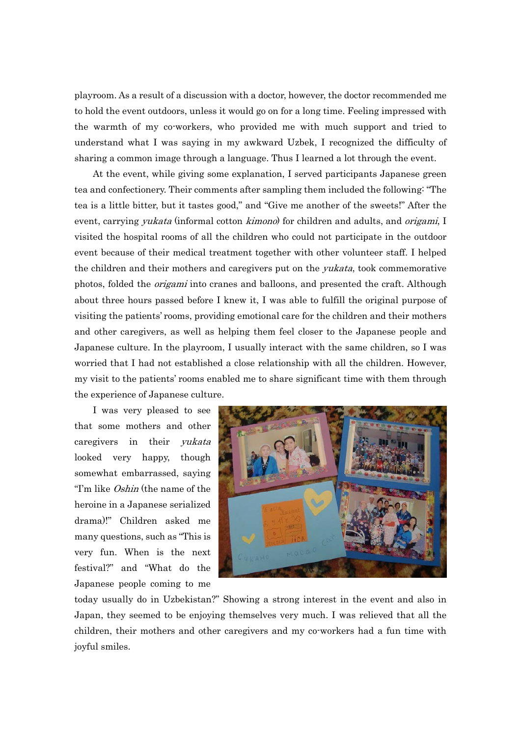playroom. As a result of a discussion with a doctor, however, the doctor recommended me to hold the event outdoors, unless it would go on for a long time. Feeling impressed with the warmth of my co-workers, who provided me with much support and tried to understand what I was saying in my awkward Uzbek, I recognized the difficulty of sharing a common image through a language. Thus I learned a lot through the event.

At the event, while giving some explanation, I served participants Japanese green tea and confectionery. Their comments after sampling them included the following: "The tea is a little bitter, but it tastes good," and "Give me another of the sweets!" After the event, carrying *yukata* (informal cotton *kimono*) for children and adults, and *origami*, I visited the hospital rooms of all the children who could not participate in the outdoor event because of their medical treatment together with other volunteer staff. I helped the children and their mothers and caregivers put on the *yukata*, took commemorative photos, folded the *origami* into cranes and balloons, and presented the craft. Although about three hours passed before I knew it, I was able to fulfill the original purpose of visiting the patients' rooms, providing emotional care for the children and their mothers and other caregivers, as well as helping them feel closer to the Japanese people and Japanese culture. In the playroom, I usually interact with the same children, so I was worried that I had not established a close relationship with all the children. However, my visit to the patients' rooms enabled me to share significant time with them through the experience of Japanese culture.

I was very pleased to see that some mothers and other caregivers in their *yukata* looked very happy, though somewhat embarrassed, saying "I'm like *Oshin* (the name of the heroine in a Japanese serialized drama)!" Children asked me many questions, such as "This is very fun. When is the next festival?" and "What do the Japanese people coming to me today usually do in Uzbekistan?" Showing a strong interest in the event and also in Japan, they seemed to be enjoying themselves very much. I was relieved that all the children, their mothers and other caregivers and my co-workers had a fun time with joyful smiles.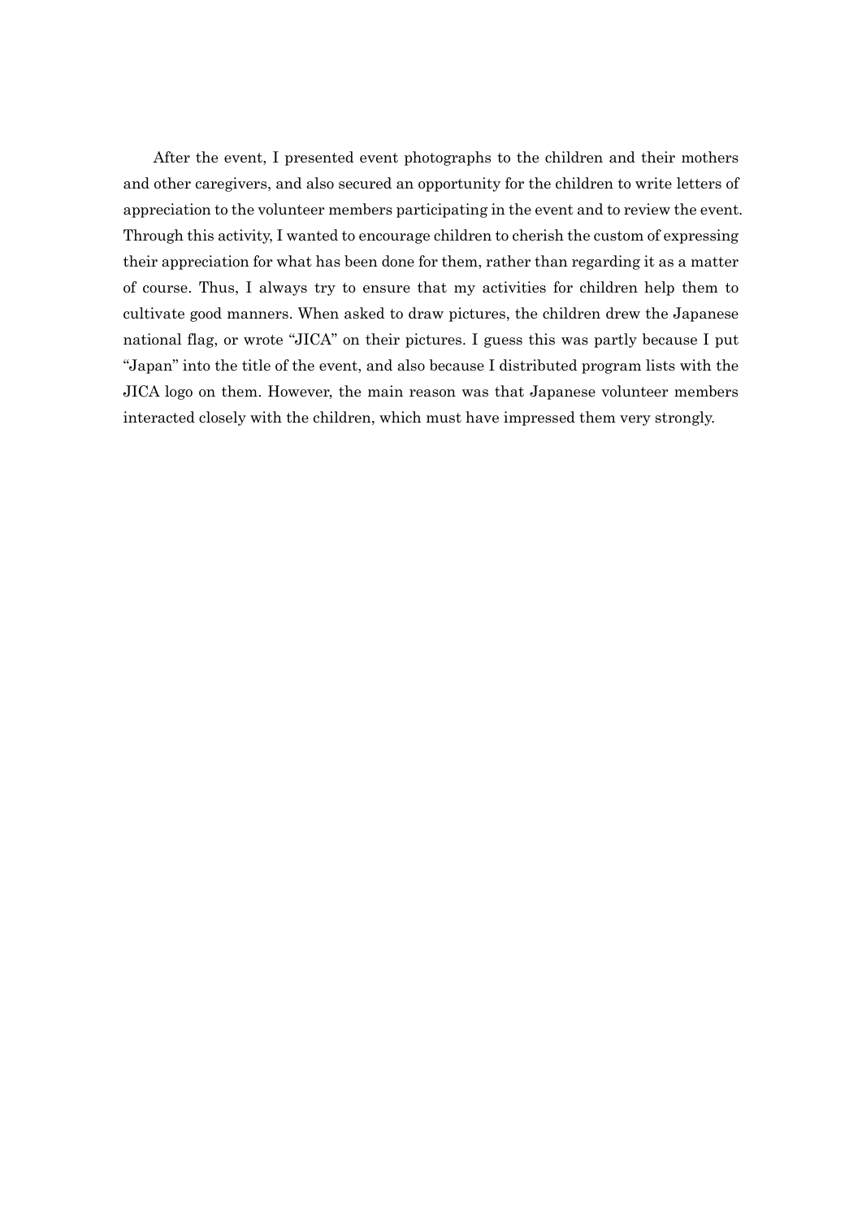After the event, I presented event photographs to the children and their mothers and other caregivers, and also secured an opportunity for the children to write letters of appreciation to the volunteer members participating in the event and to review the event. Through this activity, I wanted to encourage children to cherish the custom of expressing their appreciation for what has been done for them, rather than regarding it as a matter of course. Thus, I always try to ensure that my activities for children help them to cultivate good manners. When asked to draw pictures, the children drew the Japanese national flag, or wrote "JICA" on their pictures. I guess this was partly because I put "Japan" into the title of the event, and also because I distributed program lists with the JICA logo on them. However, the main reason was that Japanese volunteer members interacted closely with the children, which must have impressed them very strongly.